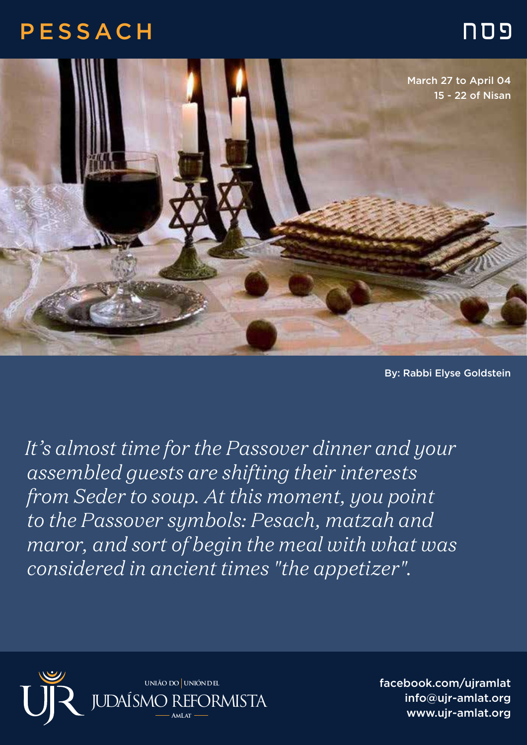# PESSACH

פסח

March 27 to April 04
15 - 22 of Nisan

By: Rabbi Elyse Goldstein

*It's almost time for the Passover dinner and your assembled guests are shifting their interests from Seder to soup. At this moment, you point to the Passover symbols: Pesach, matzah and maror, and sort of begin the meal with what was considered in ancient times "the appetizer".*

UNIÃO DO | UNIÓN DEL
JUDAÍSMO REFORMISTA
AMLAT

facebook.com/ujramlat
info@ujr-amlat.org
www.ujr-amlat.org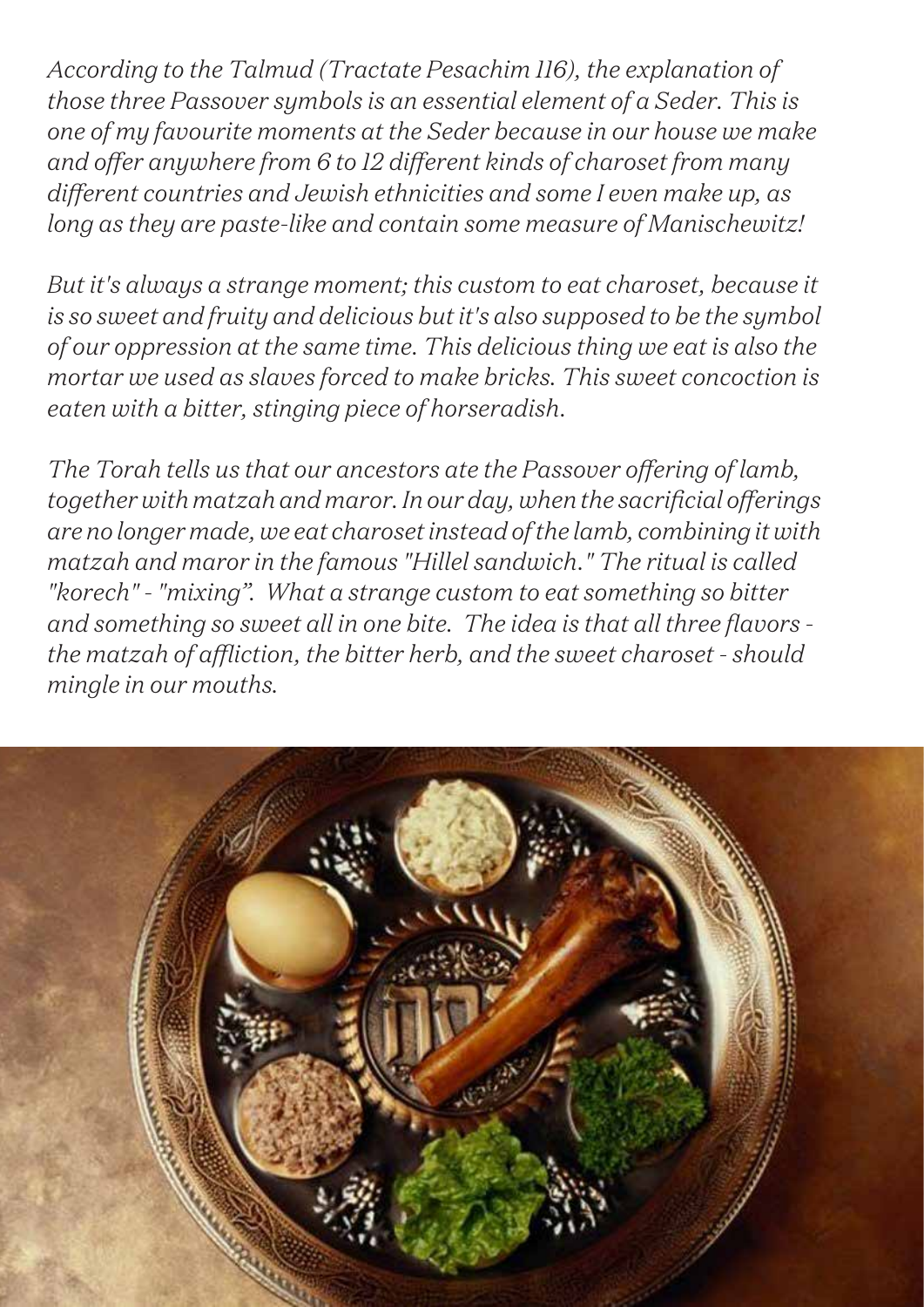*According to the Talmud (Tractate Pesachim 116), the explanation of those three Passover symbols is an essential element of a Seder. This is one of my favourite moments at the Seder because in our house we make and offer anywhere from 6 to 12 different kinds of charoset from many different countries and Jewish ethnicities and some I even make up, as long as they are paste-like and contain some measure of Manischewitz!*

*But it's always a strange moment; this custom to eat charoset, because it is so sweet and fruity and delicious but it's also supposed to be the symbol of our oppression at the same time. This delicious thing we eat is also the mortar we used as slaves forced to make bricks. This sweet concoction is eaten with a bitter, stinging piece of horseradish.*

*The Torah tells us that our ancestors ate the Passover offering of lamb, together with matzah and maror. In our day, when the sacrificial offerings are no longer made, we eat charoset instead of the lamb, combining it with matzah and maror in the famous "Hillel sandwich." The ritual is called "korech" - "mixing". What a strange custom to eat something so bitter and something so sweet all in one bite. The idea is that all three flavors - the matzah of affliction, the bitter herb, and the sweet charoset - should mingle in our mouths.*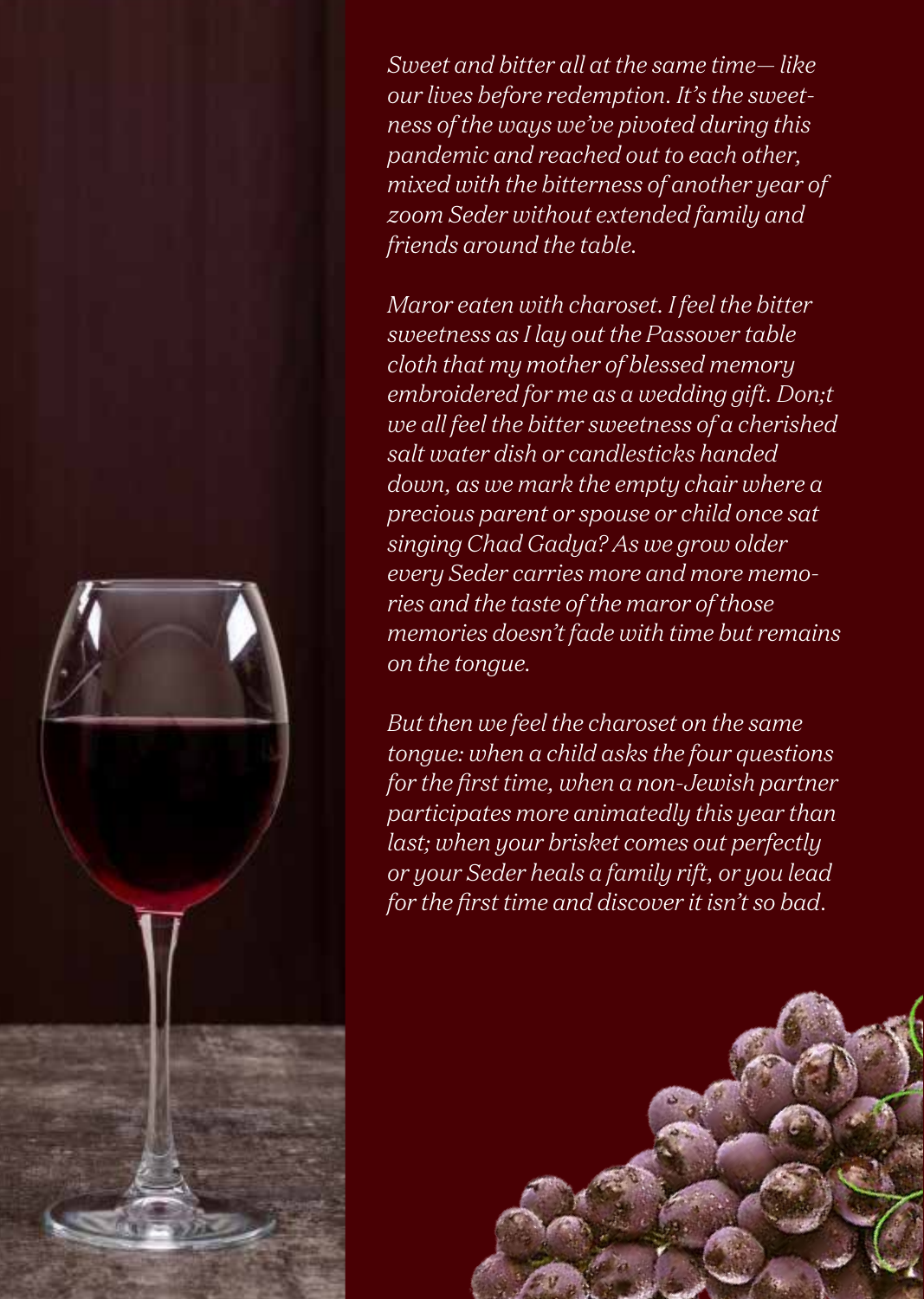*Sweet and bitter all at the same time— like our lives before redemption. It's the sweetness of the ways we've pivoted during this pandemic and reached out to each other, mixed with the bitterness of another year of zoom Seder without extended family and friends around the table.*

*Maror eaten with charoset. I feel the bitter sweetness as I lay out the Passover table cloth that my mother of blessed memory embroidered for me as a wedding gift. Don;t we all feel the bitter sweetness of a cherished salt water dish or candlesticks handed down, as we mark the empty chair where a precious parent or spouse or child once sat singing Chad Gadya? As we grow older every Seder carries more and more memories and the taste of the maror of those memories doesn't fade with time but remains on the tongue.*

*But then we feel the charoset on the same tongue: when a child asks the four questions for the first time, when a non-Jewish partner participates more animatedly this year than last; when your brisket comes out perfectly or your Seder heals a family rift, or you lead for the first time and discover it isn't so bad.*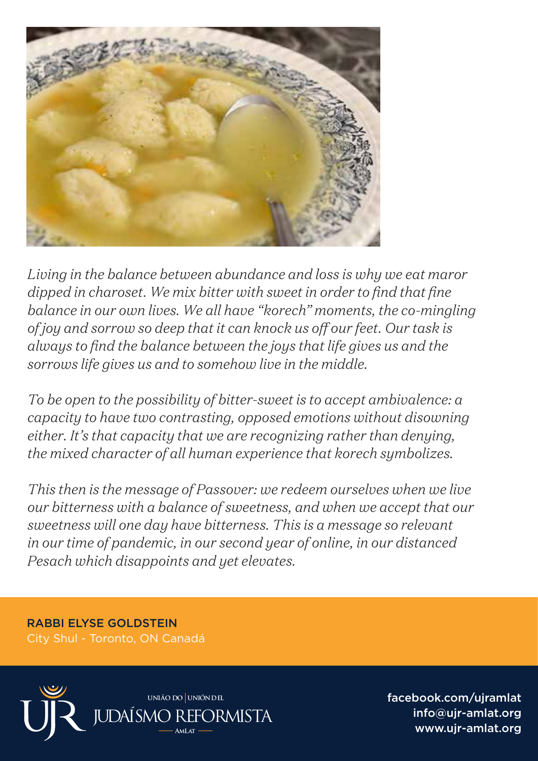*Living in the balance between abundance and loss is why we eat maror dipped in charoset. We mix bitter with sweet in order to find that fine balance in our own lives. We all have "korech" moments, the co-mingling of joy and sorrow so deep that it can knock us off our feet. Our task is always to find the balance between the joys that life gives us and the sorrows life gives us and to somehow live in the middle.*

*To be open to the possibility of bitter-sweet is to accept ambivalence: a capacity to have two contrasting, opposed emotions without disowning either. It's that capacity that we are recognizing rather than denying, the mixed character of all human experience that korech symbolizes.*

*This then is the message of Passover: we redeem ourselves when we live our bitterness with a balance of sweetness, and when we accept that our sweetness will one day have bitterness. This is a message so relevant in our time of pandemic, in our second year of online, in our distanced Pesach which disappoints and yet elevates.*

RABBI ELYSE GOLDSTEIN
City Shul - Toronto, ON Canadá

UNIÃO DO | UNIÓN DEL JUDAÍSMO REFORMISTA — AMLAT

facebook.com/ujramlat
info@ujr-amlat.org
www.ujr-amlat.org